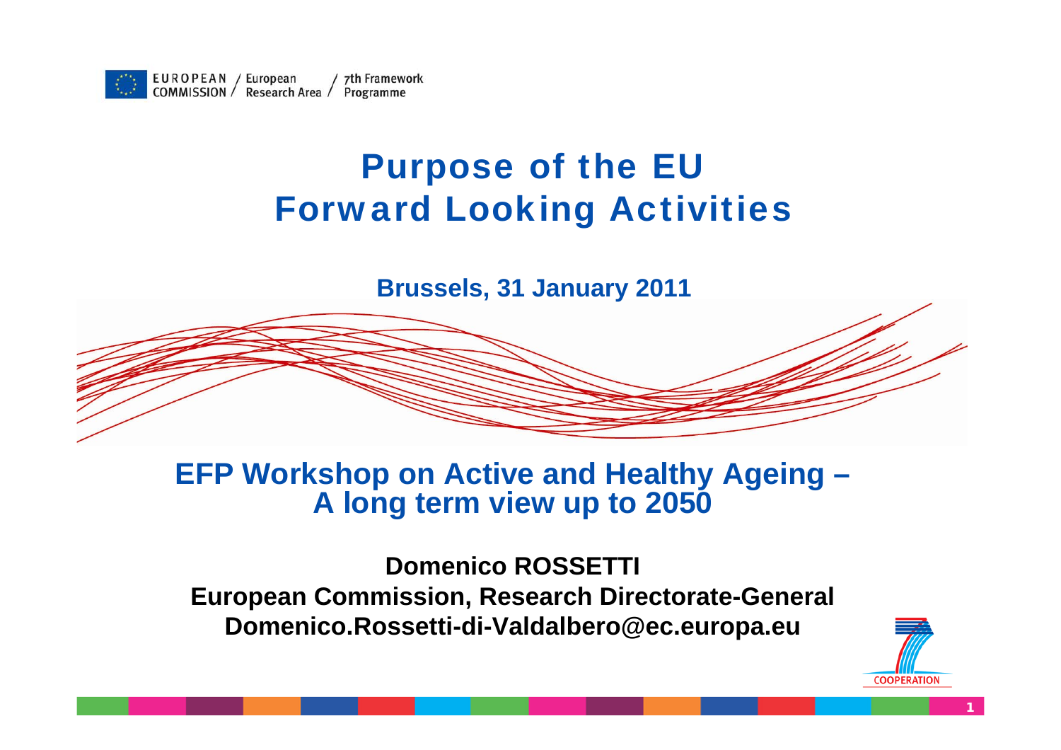EUROPEAN COMMISSION / European Research Area / 7th Framework Programme

# Purpose of the EU Forward Looking Activities

**Brussels, 31 January 2011**

## EFP Workshop on Active and Healthy Ageing – A long term view up to 2050

**Domenico ROSSETTI**
**European Commission, Research Directorate-General**
**Domenico.Rossetti-di-Valdalbero@ec.europa.eu**

COOPERATION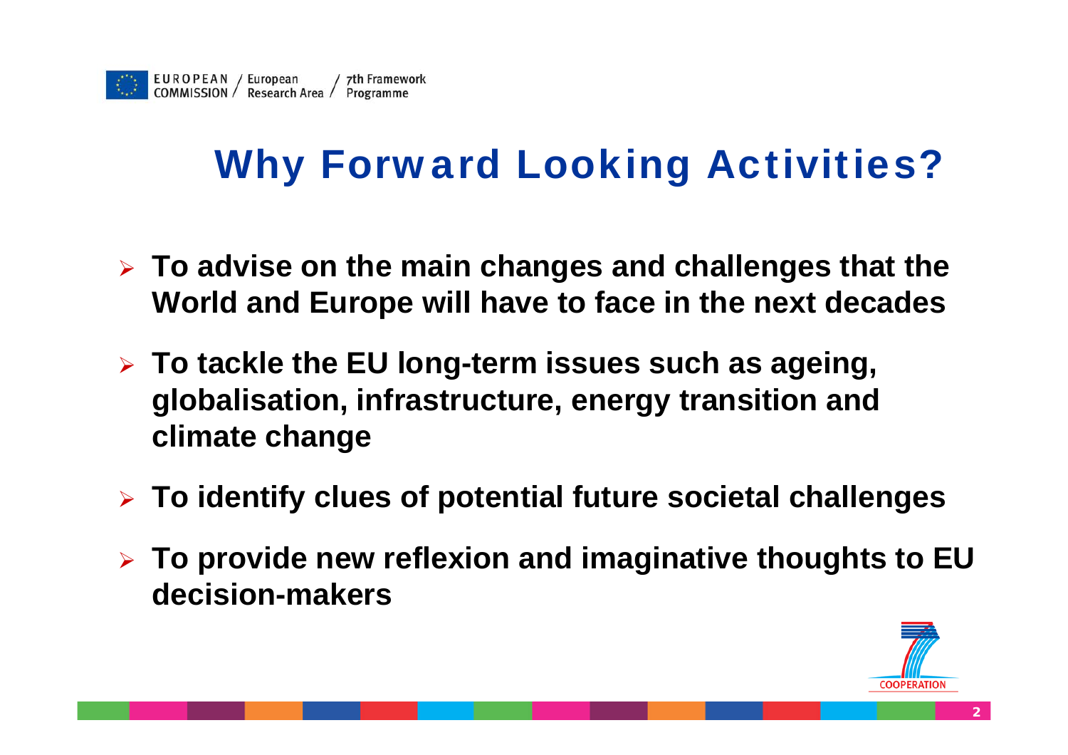# Why Forward Looking Activities?

- **To advise on the main changes and challenges that the World and Europe will have to face in the next decades**
- **To tackle the EU long-term issues such as ageing, globalisation, infrastructure, energy transition and climate change**
- **To identify clues of potential future societal challenges**
- **To provide new reflexion and imaginative thoughts to EU decision-makers**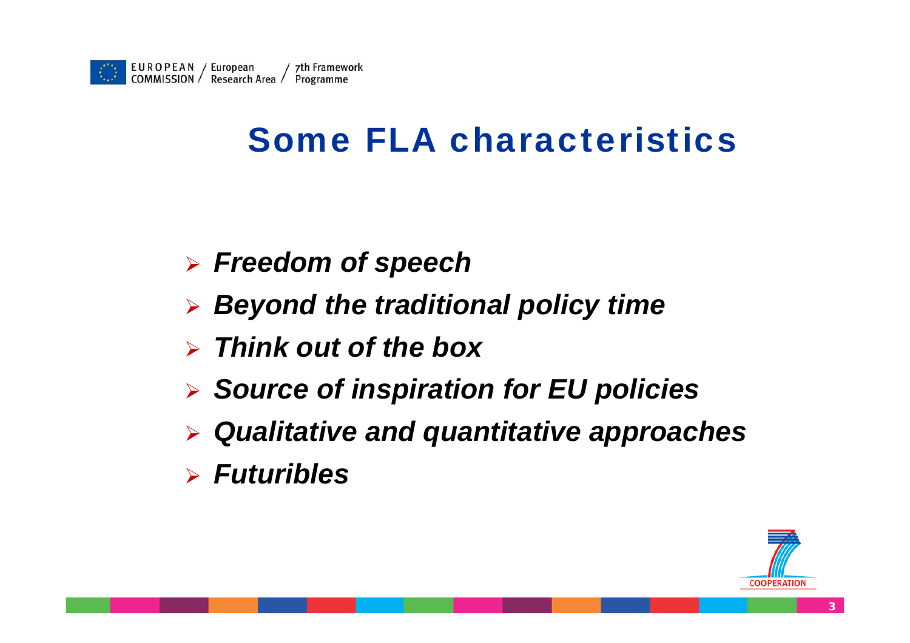# Some FLA characteristics

- ***Freedom of speech***
- ***Beyond the traditional policy time***
- ***Think out of the box***
- ***Source of inspiration for EU policies***
- ***Qualitative and quantitative approaches***
- ***Futuribles***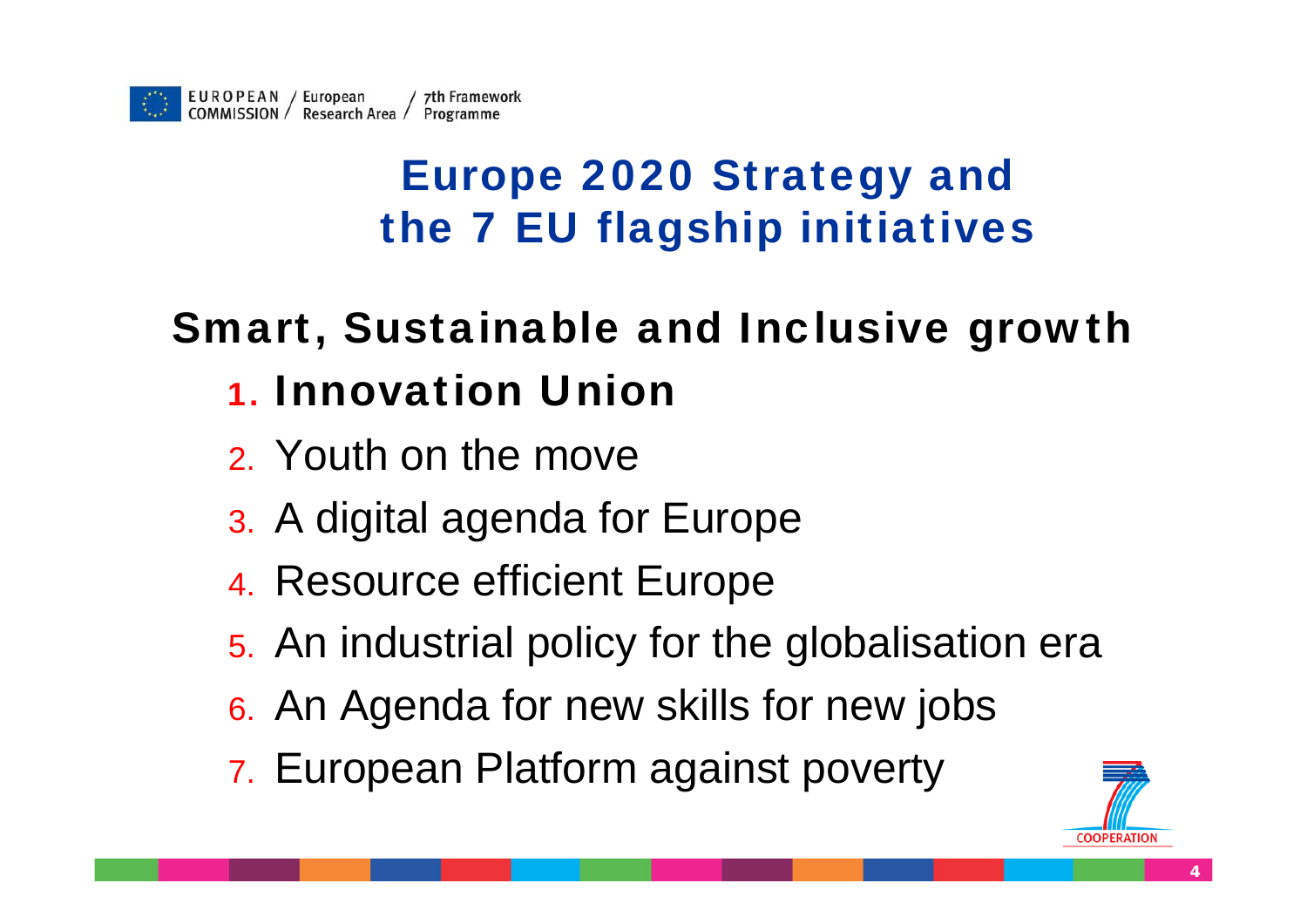# Europe 2020 Strategy and the 7 EU flagship initiatives

## Smart, Sustainable and Inclusive growth

1. **Innovation Union**
2. Youth on the move
3. A digital agenda for Europe
4. Resource efficient Europe
5. An industrial policy for the globalisation era
6. An Agenda for new skills for new jobs
7. European Platform against poverty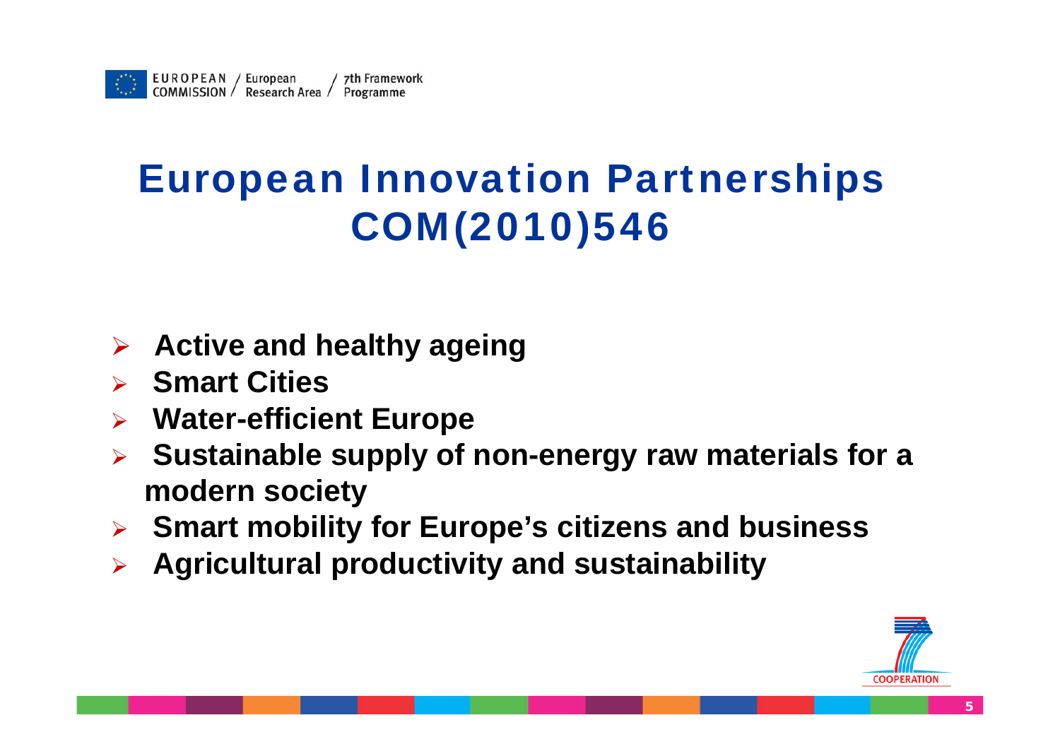# European Innovation Partnerships COM(2010)546

- **Active and healthy ageing**
- **Smart Cities**
- **Water-efficient Europe**
- **Sustainable supply of non-energy raw materials for a modern society**
- **Smart mobility for Europe's citizens and business**
- **Agricultural productivity and sustainability**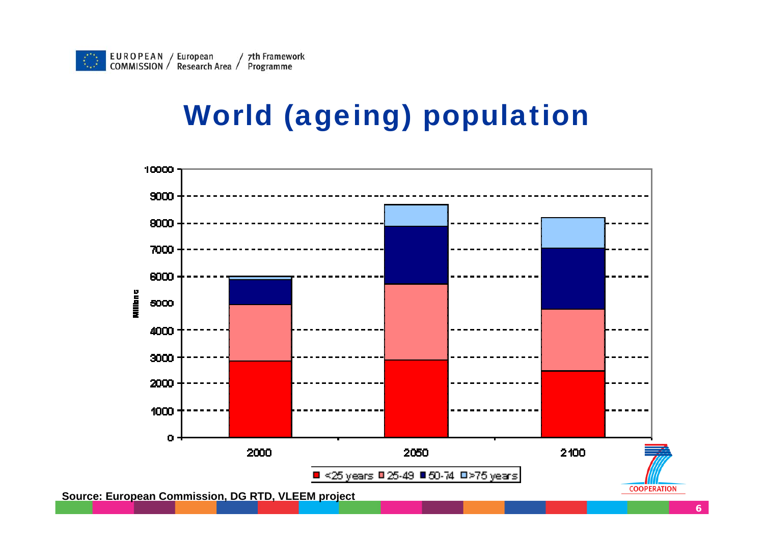# World (ageing) population

Source: European Commission, DG RTD, VLEEM project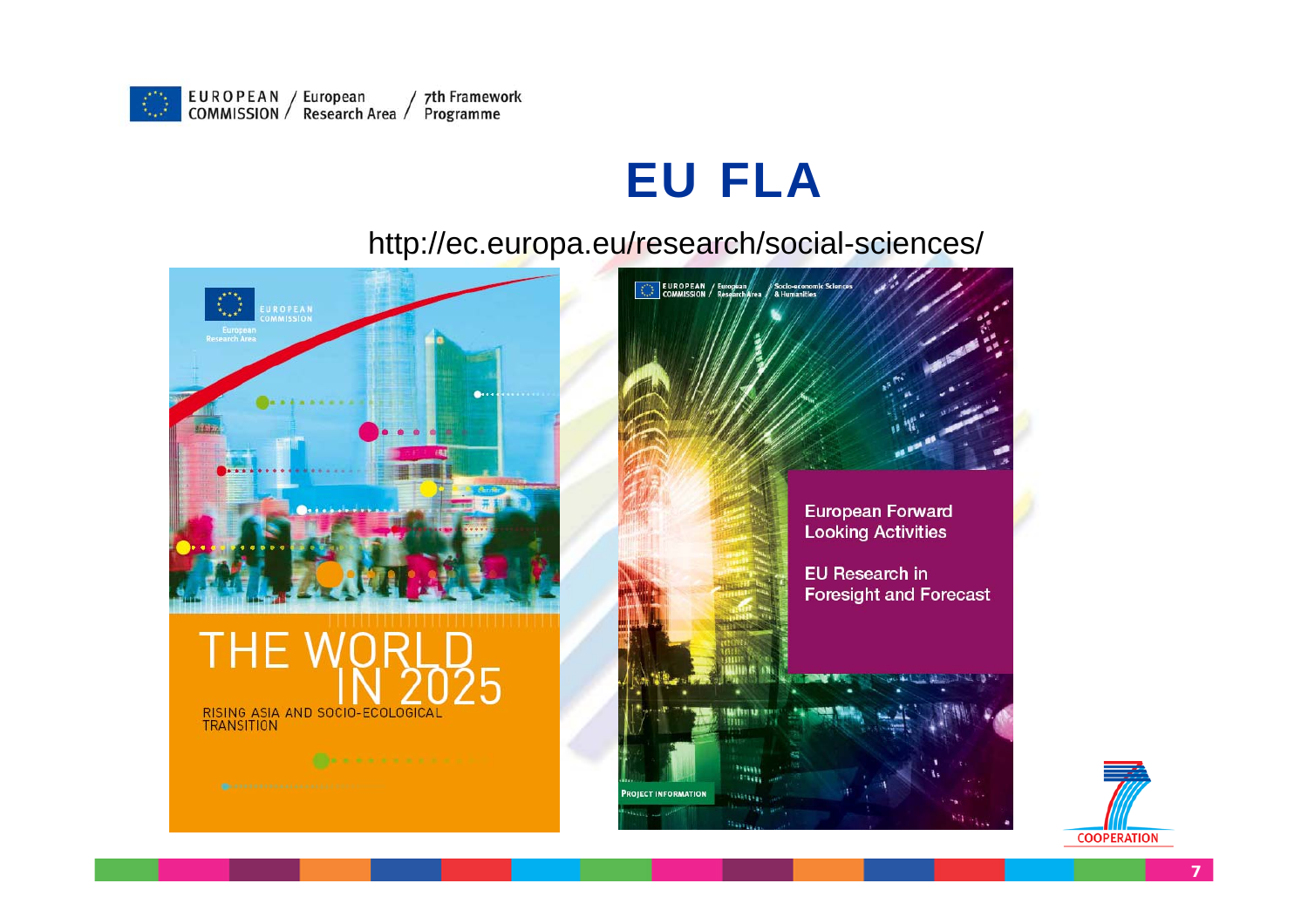EUROPEAN COMMISSION / European Research Area / 7th Framework Programme

# EU FLA

http://ec.europa.eu/research/social-sciences/

THE WORLD IN 2025

RISING ASIA AND SOCIO-ECOLOGICAL TRANSITION

European Forward Looking Activities

EU Research in Foresight and Forecast

PROJECT INFORMATION

COOPERATION